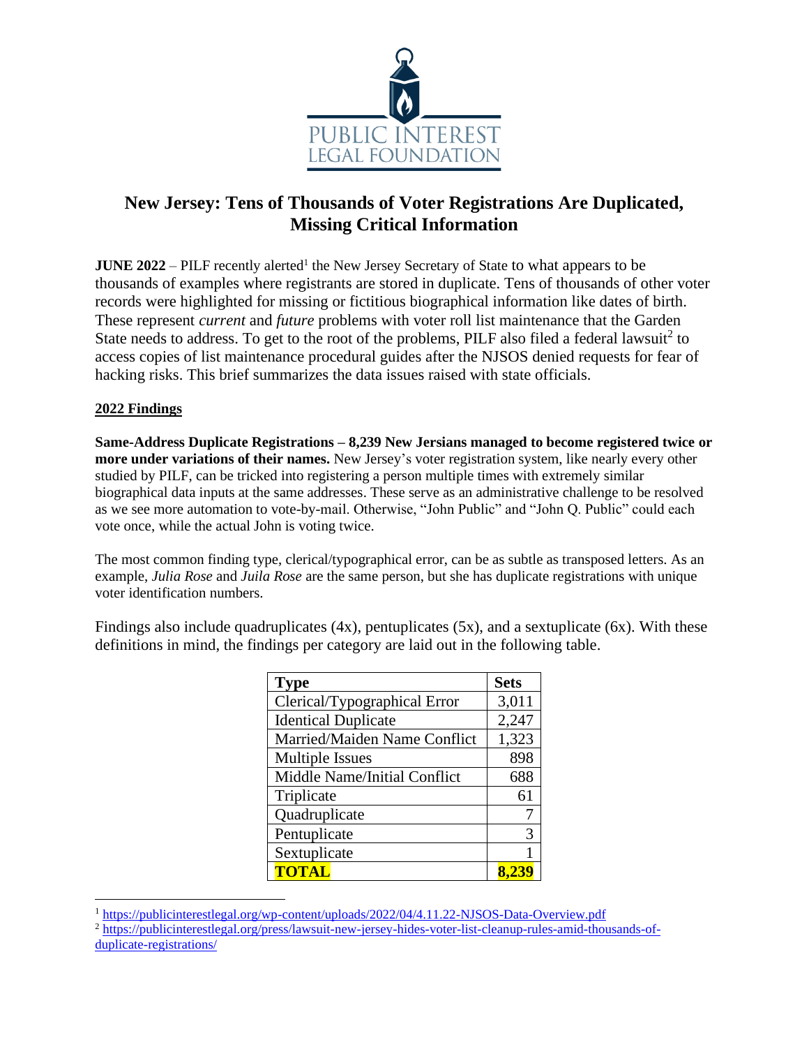PUBLIC INTEREST LEGAL FOUNDATION

# New Jersey: Tens of Thousands of Voter Registrations Are Duplicated, Missing Critical Information

**JUNE 2022** – PILF recently alerted[1] the New Jersey Secretary of State to what appears to be thousands of examples where registrants are stored in duplicate. Tens of thousands of other voter records were highlighted for missing or fictitious biographical information like dates of birth. These represent *current* and *future* problems with voter roll list maintenance that the Garden State needs to address. To get to the root of the problems, PILF also filed a federal lawsuit[2] to access copies of list maintenance procedural guides after the NJSOS denied requests for fear of hacking risks. This brief summarizes the data issues raised with state officials.

## 2022 Findings

**Same-Address Duplicate Registrations – 8,239 New Jersians managed to become registered twice or more under variations of their names.** New Jersey's voter registration system, like nearly every other studied by PILF, can be tricked into registering a person multiple times with extremely similar biographical data inputs at the same addresses. These serve as an administrative challenge to be resolved as we see more automation to vote-by-mail. Otherwise, "John Public" and "John Q. Public" could each vote once, while the actual John is voting twice.

The most common finding type, clerical/typographical error, can be as subtle as transposed letters. As an example, *Julia Rose* and *Juila Rose* are the same person, but she has duplicate registrations with unique voter identification numbers.

Findings also include quadruplicates (4x), pentuplicates (5x), and a sextuplicate (6x). With these definitions in mind, the findings per category are laid out in the following table.

| Type | Sets |
|---|---|
| Clerical/Typographical Error | 3,011 |
| Identical Duplicate | 2,247 |
| Married/Maiden Name Conflict | 1,323 |
| Multiple Issues | 898 |
| Middle Name/Initial Conflict | 688 |
| Triplicate | 61 |
| Quadruplicate | 7 |
| Pentuplicate | 3 |
| Sextuplicate | 1 |
| **TOTAL** | **8,239** |

[1] https://publicinterestlegal.org/wp-content/uploads/2022/04/4.11.22-NJSOS-Data-Overview.pdf

[2] https://publicinterestlegal.org/press/lawsuit-new-jersey-hides-voter-list-cleanup-rules-amid-thousands-of-duplicate-registrations/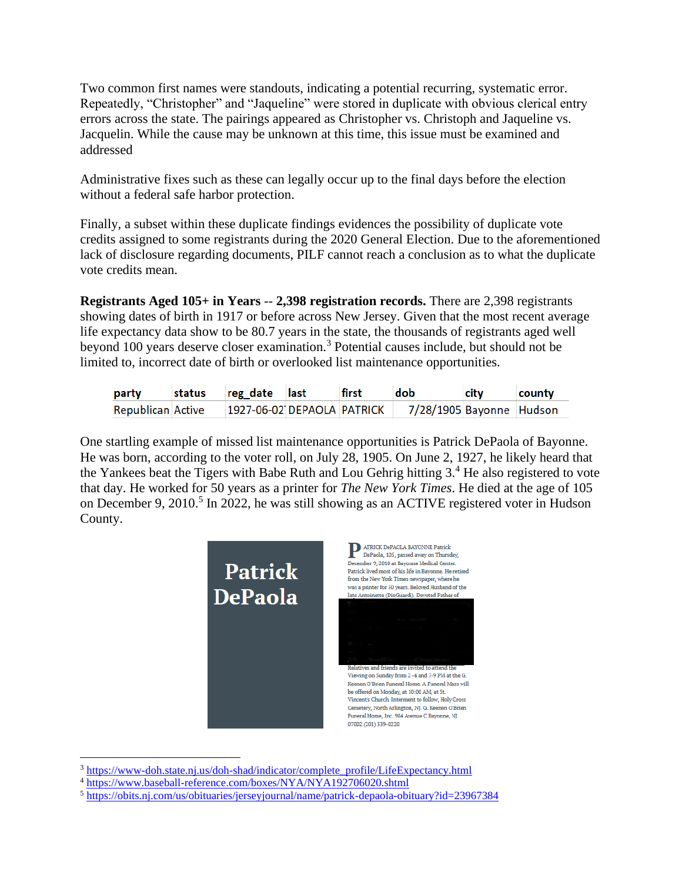Two common first names were standouts, indicating a potential recurring, systematic error. Repeatedly, "Christopher" and "Jaqueline" were stored in duplicate with obvious clerical entry errors across the state. The pairings appeared as Christopher vs. Christoph and Jaqueline vs. Jacquelin. While the cause may be unknown at this time, this issue must be examined and addressed

Administrative fixes such as these can legally occur up to the final days before the election without a federal safe harbor protection.

Finally, a subset within these duplicate findings evidences the possibility of duplicate vote credits assigned to some registrants during the 2020 General Election. Due to the aforementioned lack of disclosure regarding documents, PILF cannot reach a conclusion as to what the duplicate vote credits mean.

**Registrants Aged 105+ in Years -- 2,398 registration records.** There are 2,398 registrants showing dates of birth in 1917 or before across New Jersey. Given that the most recent average life expectancy data show to be 80.7 years in the state, the thousands of registrants aged well beyond 100 years deserve closer examination.[3] Potential causes include, but should not be limited to, incorrect date of birth or overlooked list maintenance opportunities.

| party | status | reg_date | last | first | dob | city | county |
|---|---|---|---|---|---|---|---|
| Republican | Active | 1927-06-02 | DEPAOLA | PATRICK | 7/28/1905 | Bayonne | Hudson |

One startling example of missed list maintenance opportunities is Patrick DePaola of Bayonne. He was born, according to the voter roll, on July 28, 1905. On June 2, 1927, he likely heard that the Yankees beat the Tigers with Babe Ruth and Lou Gehrig hitting 3.[4] He also registered to vote that day. He worked for 50 years as a printer for *The New York Times*. He died at the age of 105 on December 9, 2010.[5] In 2022, he was still showing as an ACTIVE registered voter in Hudson County.

**Patrick DePaola**

PATRICK DePAOLA BAYONNE Patrick DePaola, 105, passed away on Thursday, December 9, 2010 at Bayonne Medical Center. Patrick lived most of his life in Bayonne. He retired from the New York Times newspaper, where he was a printer for 50 years. Beloved Husband of the late Antoinette (DioGuardi). Devoted Father of

[redacted]

Relatives and friends are invited to attend the Viewing on Sunday from 2 -4 and 7-9 PM at the G. Keenen O'Brien Funeral Home. A Funeral Mass will be offered on Monday, at 10:00 AM, at St. Vincent's Church. Interment to follow, Holy Cross Cemetery, North Arlington, NJ. G. Keenen O'Brien Funeral Home, Inc. 984 Avenue C Bayonne, NJ 07002 (201) 339-0220

---

[3] https://www-doh.state.nj.us/doh-shad/indicator/complete_profile/LifeExpectancy.html

[4] https://www.baseball-reference.com/boxes/NYA/NYA192706020.shtml

[5] https://obits.nj.com/us/obituaries/jerseyjournal/name/patrick-depaola-obituary?id=23967384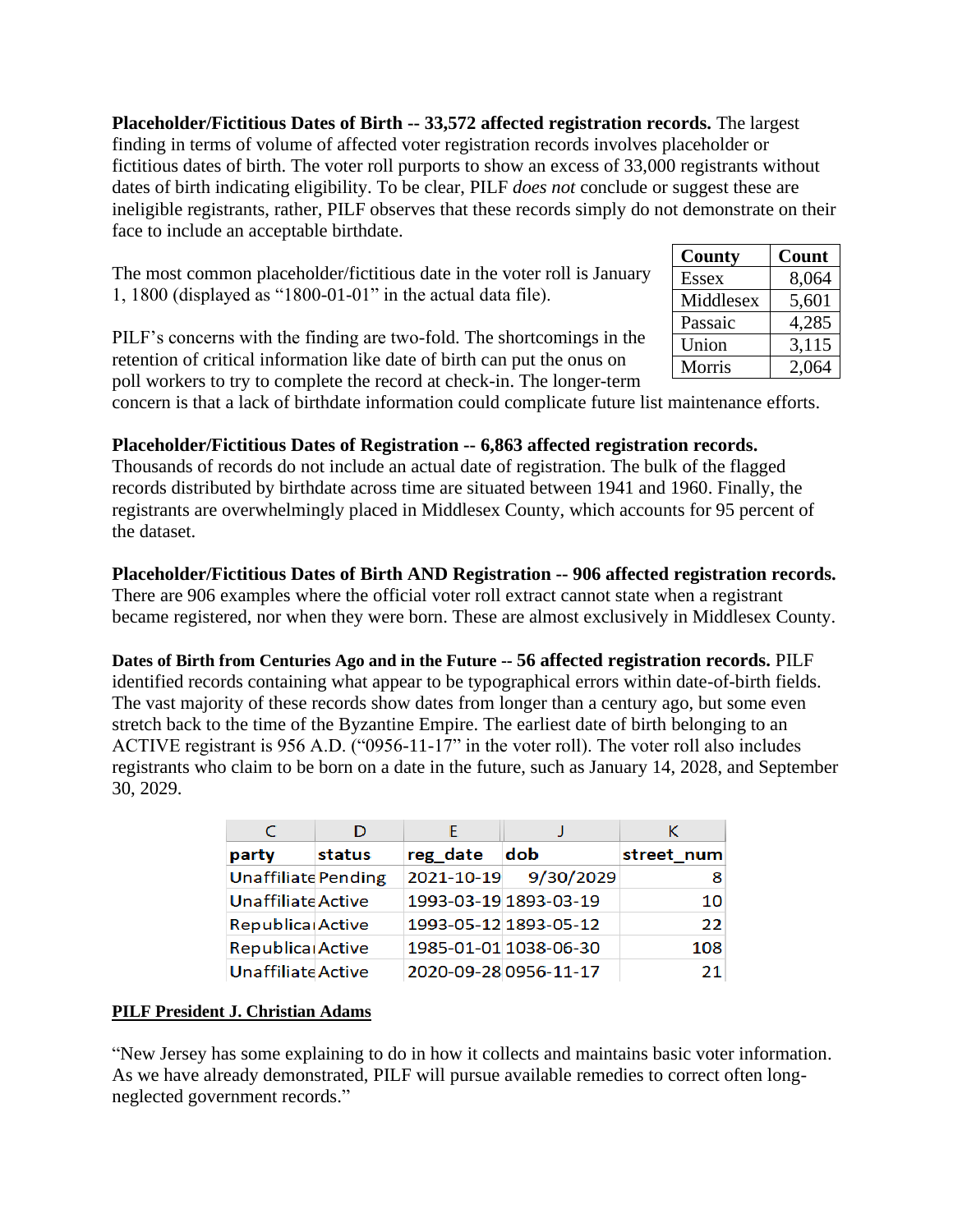**Placeholder/Fictitious Dates of Birth -- 33,572 affected registration records.** The largest finding in terms of volume of affected voter registration records involves placeholder or fictitious dates of birth. The voter roll purports to show an excess of 33,000 registrants without dates of birth indicating eligibility. To be clear, PILF *does not* conclude or suggest these are ineligible registrants, rather, PILF observes that these records simply do not demonstrate on their face to include an acceptable birthdate.

| County | Count |
|---|---|
| Essex | 8,064 |
| Middlesex | 5,601 |
| Passaic | 4,285 |
| Union | 3,115 |
| Morris | 2,064 |

The most common placeholder/fictitious date in the voter roll is January 1, 1800 (displayed as "1800-01-01" in the actual data file).

PILF's concerns with the finding are two-fold. The shortcomings in the retention of critical information like date of birth can put the onus on poll workers to try to complete the record at check-in. The longer-term concern is that a lack of birthdate information could complicate future list maintenance efforts.

**Placeholder/Fictitious Dates of Registration -- 6,863 affected registration records.** Thousands of records do not include an actual date of registration. The bulk of the flagged records distributed by birthdate across time are situated between 1941 and 1960. Finally, the registrants are overwhelmingly placed in Middlesex County, which accounts for 95 percent of the dataset.

**Placeholder/Fictitious Dates of Birth AND Registration -- 906 affected registration records.** There are 906 examples where the official voter roll extract cannot state when a registrant became registered, nor when they were born. These are almost exclusively in Middlesex County.

**Dates of Birth from Centuries Ago and in the Future -- 56 affected registration records.** PILF identified records containing what appear to be typographical errors within date-of-birth fields. The vast majority of these records show dates from longer than a century ago, but some even stretch back to the time of the Byzantine Empire. The earliest date of birth belonging to an ACTIVE registrant is 956 A.D. ("0956-11-17" in the voter roll). The voter roll also includes registrants who claim to be born on a date in the future, such as January 14, 2028, and September 30, 2029.

| C | D | E | J | K |
|---|---|---|---|---|
| party | status | reg_date | dob | street_num |
| Unaffiliate | Pending | 2021-10-19 | 9/30/2029 | 8 |
| Unaffiliate | Active | 1993-03-19 | 1893-03-19 | 10 |
| Republica | Active | 1993-05-12 | 1893-05-12 | 22 |
| Republica | Active | 1985-01-01 | 1038-06-30 | 108 |
| Unaffiliate | Active | 2020-09-28 | 0956-11-17 | 21 |

**PILF President J. Christian Adams**

"New Jersey has some explaining to do in how it collects and maintains basic voter information. As we have already demonstrated, PILF will pursue available remedies to correct often long-neglected government records."